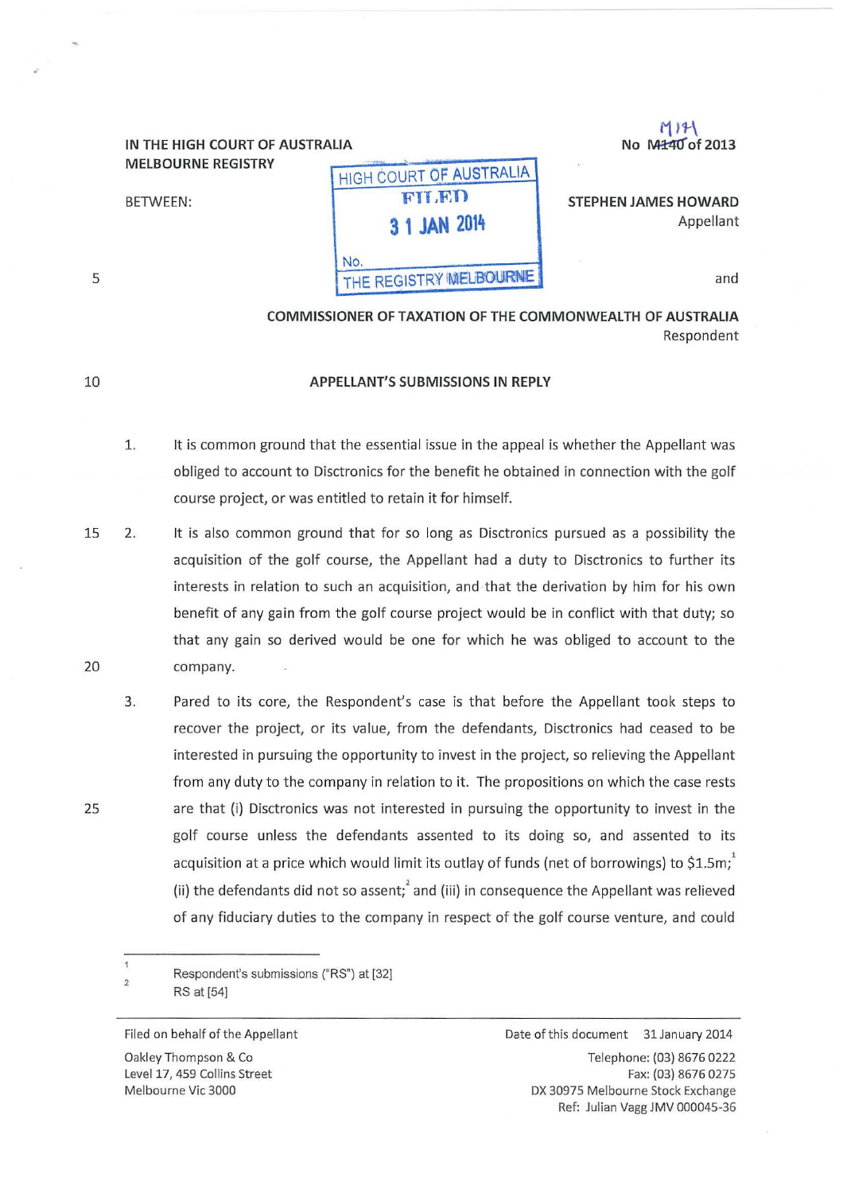IN THE HIGH COURT OF AUSTRALIA
MELBOURNE REGISTRY

No M~~140~~ M174 of 2013

HIGH COURT OF AUSTRALIA
FILED
31 JAN 2014
No.
THE REGISTRY MELBOURNE

BETWEEN:

**STEPHEN JAMES HOWARD**
Appellant

and

**COMMISSIONER OF TAXATION OF THE COMMONWEALTH OF AUSTRALIA**
Respondent

## APPELLANT'S SUBMISSIONS IN REPLY

1. It is common ground that the essential issue in the appeal is whether the Appellant was obliged to account to Disctronics for the benefit he obtained in connection with the golf course project, or was entitled to retain it for himself.

2. It is also common ground that for so long as Disctronics pursued as a possibility the acquisition of the golf course, the Appellant had a duty to Disctronics to further its interests in relation to such an acquisition, and that the derivation by him for his own benefit of any gain from the golf course project would be in conflict with that duty; so that any gain so derived would be one for which he was obliged to account to the company.

3. Pared to its core, the Respondent's case is that before the Appellant took steps to recover the project, or its value, from the defendants, Disctronics had ceased to be interested in pursuing the opportunity to invest in the project, so relieving the Appellant from any duty to the company in relation to it. The propositions on which the case rests are that (i) Disctronics was not interested in pursuing the opportunity to invest in the golf course unless the defendants assented to its doing so, and assented to its acquisition at a price which would limit its outlay of funds (net of borrowings) to $1.5m;[1] (ii) the defendants did not so assent;[2] and (iii) in consequence the Appellant was relieved of any fiduciary duties to the company in respect of the golf course venture, and could

[1] Respondent's submissions ("RS") at [32]
[2] RS at [54]

Filed on behalf of the Appellant
Oakley Thompson & Co
Level 17, 459 Collins Street
Melbourne Vic 3000

Date of this document 31 January 2014
Telephone: (03) 8676 0222
Fax: (03) 8676 0275
DX 30975 Melbourne Stock Exchange
Ref: Julian Vagg JMV 000045-36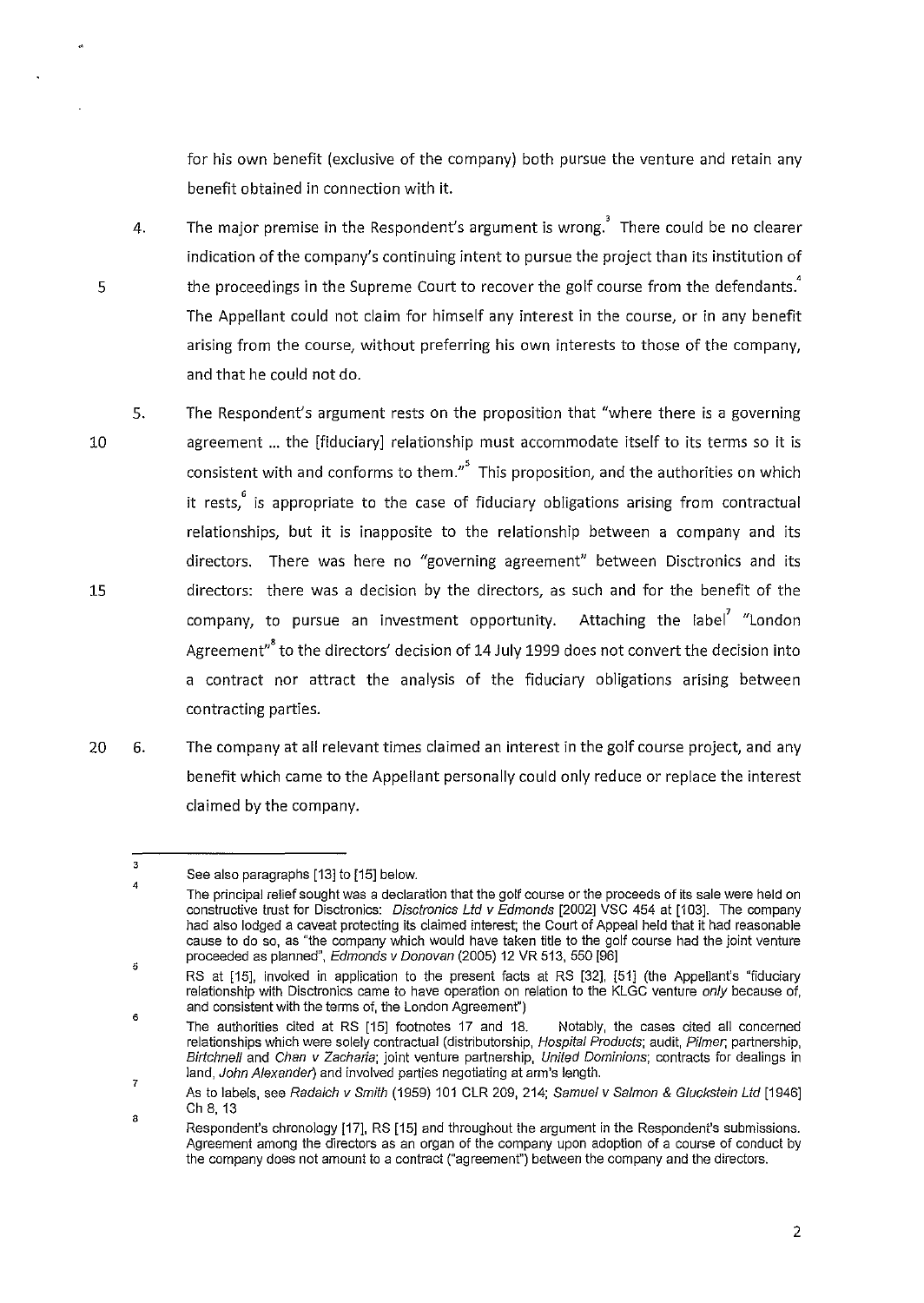for his own benefit (exclusive of the company) both pursue the venture and retain any benefit obtained in connection with it.

4. The major premise in the Respondent's argument is wrong.[3] There could be no clearer indication of the company's continuing intent to pursue the project than its institution of the proceedings in the Supreme Court to recover the golf course from the defendants.[4] The Appellant could not claim for himself any interest in the course, or in any benefit arising from the course, without preferring his own interests to those of the company, and that he could not do.

5. The Respondent's argument rests on the proposition that "where there is a governing agreement ... the [fiduciary] relationship must accommodate itself to its terms so it is consistent with and conforms to them."[5] This proposition, and the authorities on which it rests,[6] is appropriate to the case of fiduciary obligations arising from contractual relationships, but it is inapposite to the relationship between a company and its directors. There was here no "governing agreement" between Disctronics and its directors: there was a decision by the directors, as such and for the benefit of the company, to pursue an investment opportunity. Attaching the label[7] "London Agreement"[8] to the directors' decision of 14 July 1999 does not convert the decision into a contract nor attract the analysis of the fiduciary obligations arising between contracting parties.

6. The company at all relevant times claimed an interest in the golf course project, and any benefit which came to the Appellant personally could only reduce or replace the interest claimed by the company.

---

[3] See also paragraphs [13] to [15] below.

[4] The principal relief sought was a declaration that the golf course or the proceeds of its sale were held on constructive trust for Disctronics: *Disctronics Ltd v Edmonds* [2002] VSC 454 at [103]. The company had also lodged a caveat protecting its claimed interest; the Court of Appeal held that it had reasonable cause to do so, as "the company which would have taken title to the golf course had the joint venture proceeded as planned", *Edmonds v Donovan* (2005) 12 VR 513, 550 [96]

[5] RS at [15], invoked in application to the present facts at RS [32], [51] (the Appellant's "fiduciary relationship with Disctronics came to have operation on relation to the KLGC venture *only* because of, and consistent with the terms of, the London Agreement")

[6] The authorities cited at RS [15] footnotes 17 and 18. Notably, the cases cited all concerned relationships which were solely contractual (distributorship, *Hospital Products*; audit, *Pilmer*; partnership, *Birtchnell* and *Chan v Zacharia*; joint venture partnership, *United Dominions*; contracts for dealings in land, *John Alexander*) and involved parties negotiating at arm's length.

[7] As to labels, see *Radaich v Smith* (1959) 101 CLR 209, 214; *Samuel v Salmon & Gluckstein Ltd* [1946] Ch 8, 13

[8] Respondent's chronology [17], RS [15] and throughout the argument in the Respondent's submissions. Agreement among the directors as an organ of the company upon adoption of a course of conduct by the company does not amount to a contract ("agreement") between the company and the directors.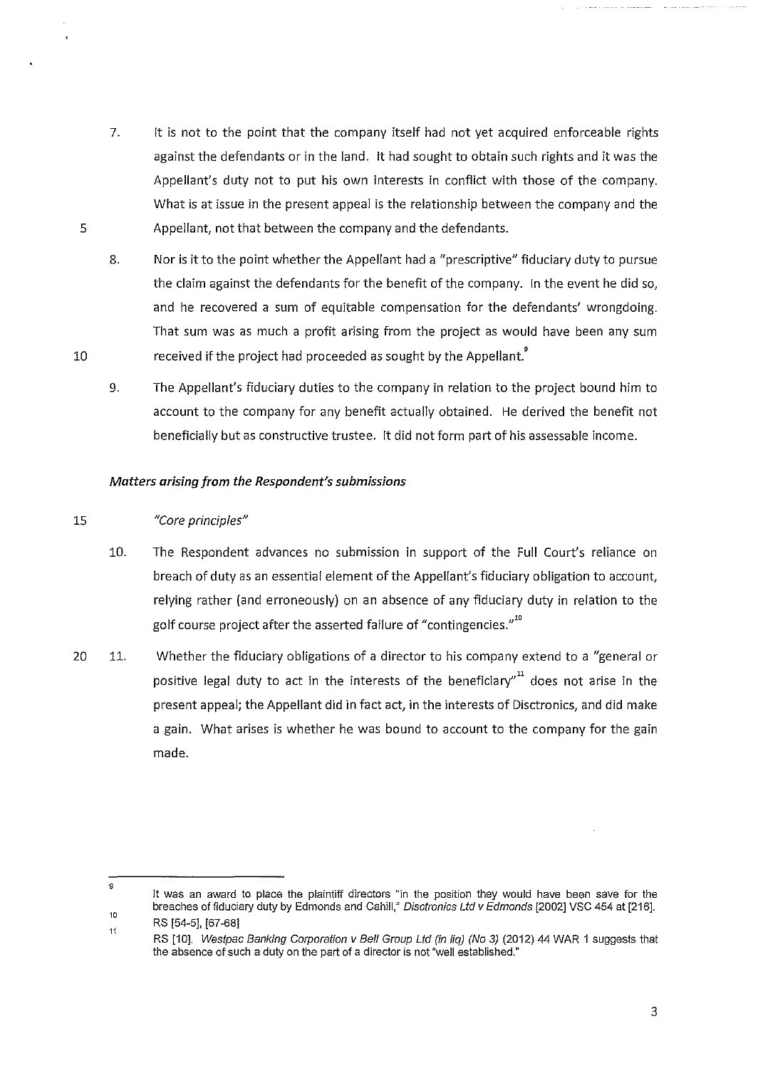7. It is not to the point that the company itself had not yet acquired enforceable rights against the defendants or in the land. It had sought to obtain such rights and it was the Appellant's duty not to put his own interests in conflict with those of the company. What is at issue in the present appeal is the relationship between the company and the Appellant, not that between the company and the defendants.

8. Nor is it to the point whether the Appellant had a "prescriptive" fiduciary duty to pursue the claim against the defendants for the benefit of the company. In the event he did so, and he recovered a sum of equitable compensation for the defendants' wrongdoing. That sum was as much a profit arising from the project as would have been any sum received if the project had proceeded as sought by the Appellant.[9]

9. The Appellant's fiduciary duties to the company in relation to the project bound him to account to the company for any benefit actually obtained. He derived the benefit not beneficially but as constructive trustee. It did not form part of his assessable income.

### *Matters arising from the Respondent's submissions*

*"Core principles"*

10. The Respondent advances no submission in support of the Full Court's reliance on breach of duty as an essential element of the Appellant's fiduciary obligation to account, relying rather (and erroneously) on an absence of any fiduciary duty in relation to the golf course project after the asserted failure of "contingencies."[10]

11. Whether the fiduciary obligations of a director to his company extend to a "general or positive legal duty to act in the interests of the beneficiary"[11] does not arise in the present appeal; the Appellant did in fact act, in the interests of Disctronics, and did make a gain. What arises is whether he was bound to account to the company for the gain made.

---

[9] It was an award to place the plaintiff directors "in the position they would have been save for the breaches of fiduciary duty by Edmonds and Cahill," *Disctronics Ltd v Edmonds* [2002] VSC 454 at [216].

[10] RS [54-5], [67-68]

[11] RS [10]. *Westpac Banking Corporation v Bell Group Ltd (in liq) (No 3)* (2012) 44 WAR 1 suggests that the absence of such a duty on the part of a director is not "well established."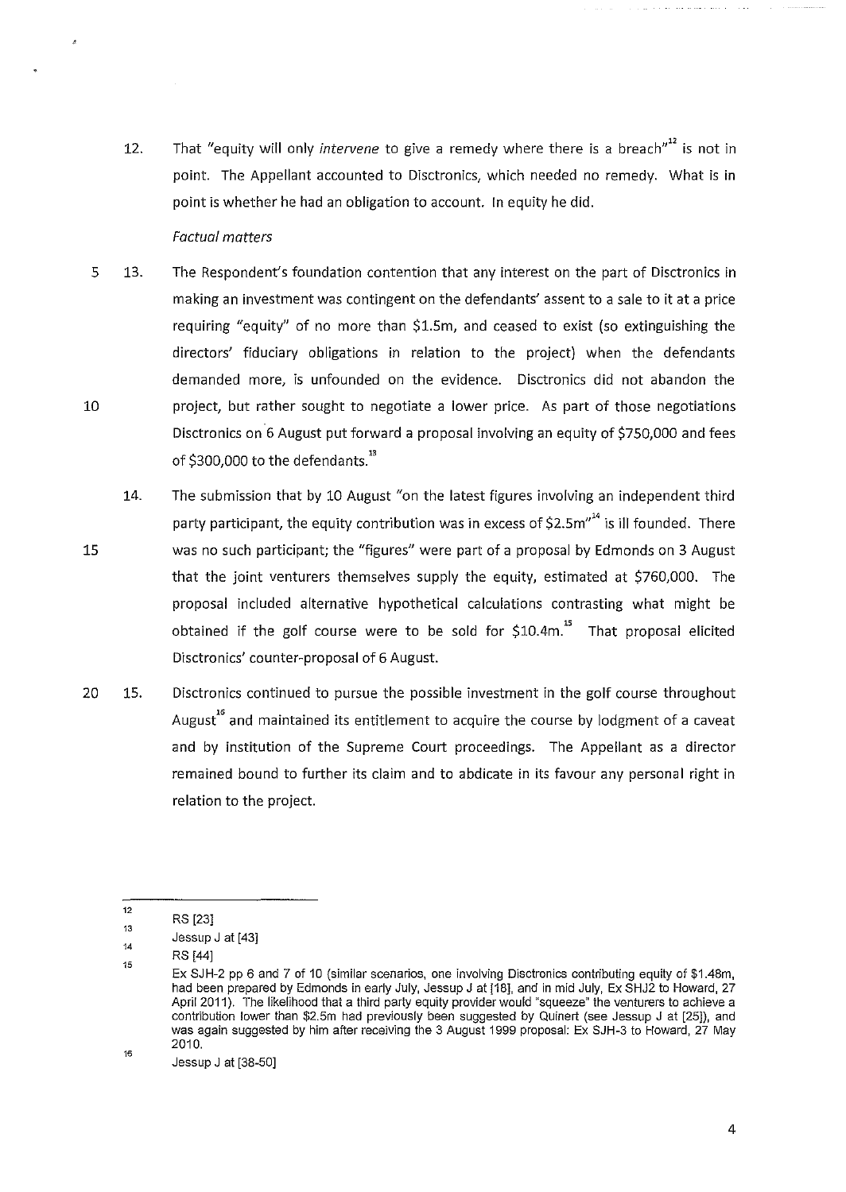12. That "equity will only *intervene* to give a remedy where there is a breach"[12] is not in point. The Appellant accounted to Disctronics, which needed no remedy. What is in point is whether he had an obligation to account. In equity he did.

*Factual matters*

13. The Respondent's foundation contention that any interest on the part of Disctronics in making an investment was contingent on the defendants' assent to a sale to it at a price requiring "equity" of no more than $1.5m, and ceased to exist (so extinguishing the directors' fiduciary obligations in relation to the project) when the defendants demanded more, is unfounded on the evidence. Disctronics did not abandon the project, but rather sought to negotiate a lower price. As part of those negotiations Disctronics on 6 August put forward a proposal involving an equity of $750,000 and fees of $300,000 to the defendants.[13]

14. The submission that by 10 August "on the latest figures involving an independent third party participant, the equity contribution was in excess of $2.5m"[14] is ill founded. There was no such participant; the "figures" were part of a proposal by Edmonds on 3 August that the joint venturers themselves supply the equity, estimated at $760,000. The proposal included alternative hypothetical calculations contrasting what might be obtained if the golf course were to be sold for $10.4m.[15] That proposal elicited Disctronics' counter-proposal of 6 August.

15. Disctronics continued to pursue the possible investment in the golf course throughout August[16] and maintained its entitlement to acquire the course by lodgment of a caveat and by institution of the Supreme Court proceedings. The Appellant as a director remained bound to further its claim and to abdicate in its favour any personal right in relation to the project.

---

[12] RS [23]

[13] Jessup J at [43]

[14] RS [44]

[15] Ex SJH-2 pp 6 and 7 of 10 (similar scenarios, one involving Disctronics contributing equity of $1.48m, had been prepared by Edmonds in early July, Jessup J at [18], and in mid July, Ex SHJ2 to Howard, 27 April 2011). The likelihood that a third party equity provider would "squeeze" the venturers to achieve a contribution lower than $2.5m had previously been suggested by Quinert (see Jessup J at [25]), and was again suggested by him after receiving the 3 August 1999 proposal: Ex SJH-3 to Howard, 27 May 2010.

[16] Jessup J at [38-50]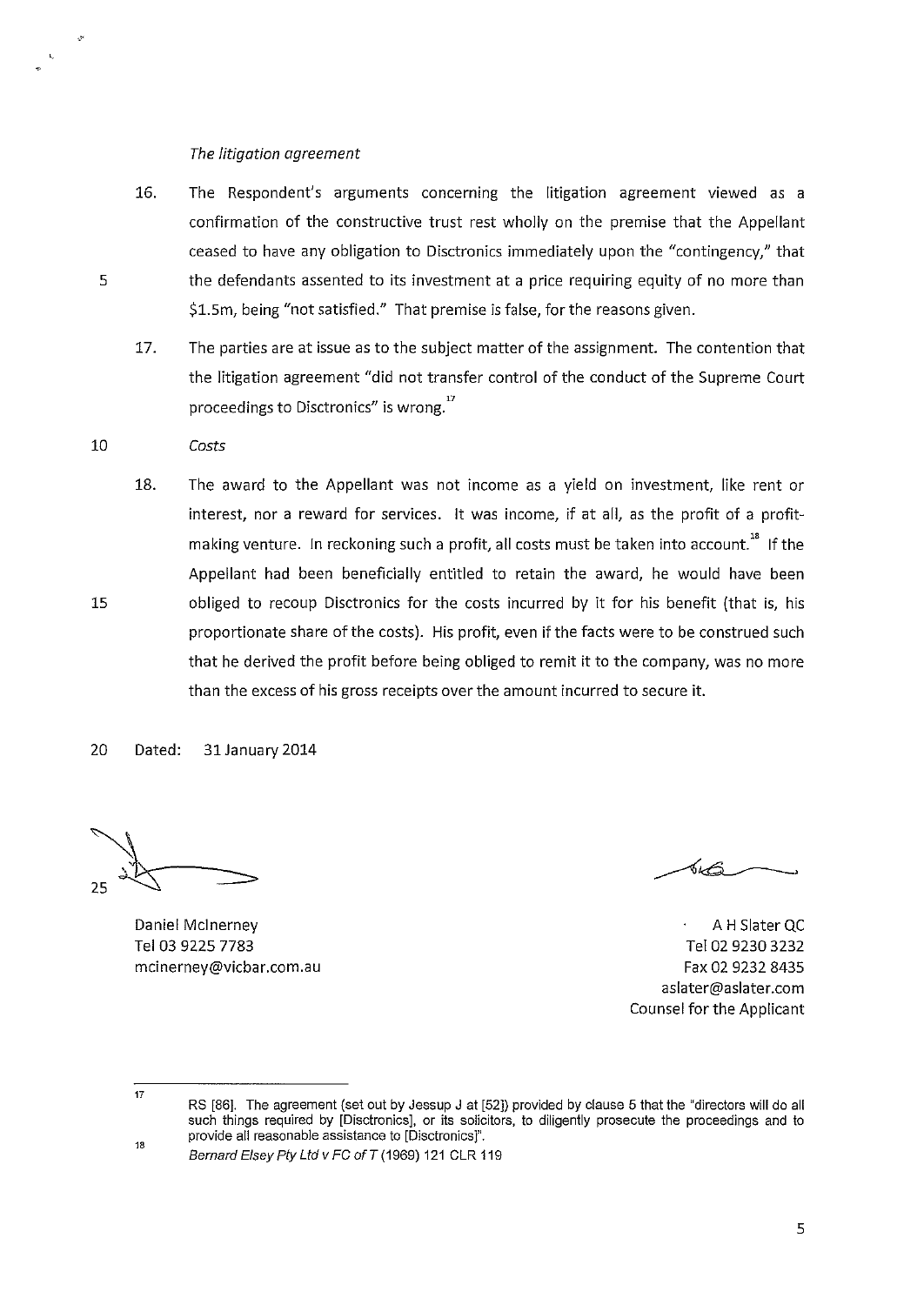*The litigation agreement*

16. The Respondent's arguments concerning the litigation agreement viewed as a confirmation of the constructive trust rest wholly on the premise that the Appellant ceased to have any obligation to Disctronics immediately upon the "contingency," that the defendants assented to its investment at a price requiring equity of no more than $1.5m, being "not satisfied." That premise is false, for the reasons given.

17. The parties are at issue as to the subject matter of the assignment. The contention that the litigation agreement "did not transfer control of the conduct of the Supreme Court proceedings to Disctronics" is wrong.[17]

*Costs*

18. The award to the Appellant was not income as a yield on investment, like rent or interest, nor a reward for services. It was income, if at all, as the profit of a profit-making venture. In reckoning such a profit, all costs must be taken into account.[18] If the Appellant had been beneficially entitled to retain the award, he would have been obliged to recoup Disctronics for the costs incurred by it for his benefit (that is, his proportionate share of the costs). His profit, even if the facts were to be construed such that he derived the profit before being obliged to remit it to the company, was no more than the excess of his gross receipts over the amount incurred to secure it.

Dated: 31 January 2014

Daniel McInerney
Tel 03 9225 7783
mcinerney@vicbar.com.au

A H Slater QC
Tel 02 9230 3232
Fax 02 9232 8435
aslater@aslater.com
Counsel for the Applicant

---

[17] RS [86]. The agreement (set out by Jessup J at [52]) provided by clause 5 that the "directors will do all such things required by [Disctronics], or its solicitors, to diligently prosecute the proceedings and to provide all reasonable assistance to [Disctronics]".

[18] *Bernard Elsey Pty Ltd v FC of T* (1969) 121 CLR 119